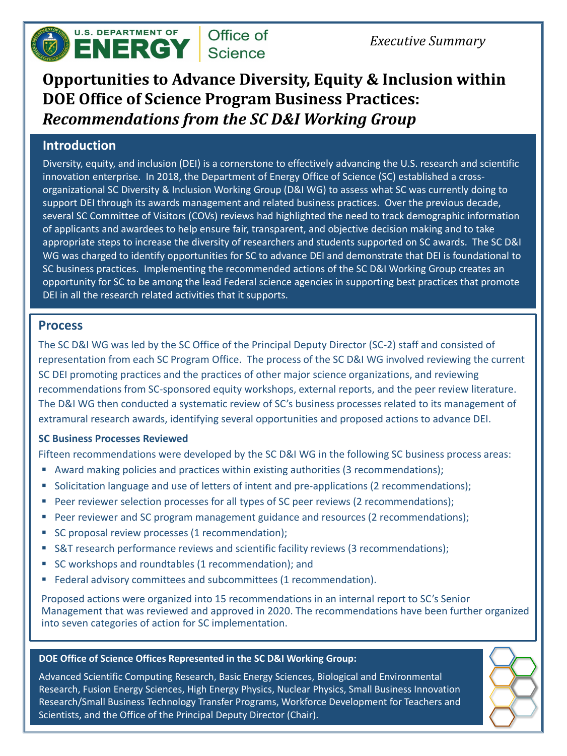U.S. DEPARTMENT OF ENERGY | Office of Science

*Executive Summary*

# Opportunities to Advance Diversity, Equity & Inclusion within DOE Office of Science Program Business Practices: *Recommendations from the SC D&I Working Group*

## Introduction

Diversity, equity, and inclusion (DEI) is a cornerstone to effectively advancing the U.S. research and scientific innovation enterprise. In 2018, the Department of Energy Office of Science (SC) established a cross-organizational SC Diversity & Inclusion Working Group (D&I WG) to assess what SC was currently doing to support DEI through its awards management and related business practices. Over the previous decade, several SC Committee of Visitors (COVs) reviews had highlighted the need to track demographic information of applicants and awardees to help ensure fair, transparent, and objective decision making and to take appropriate steps to increase the diversity of researchers and students supported on SC awards. The SC D&I WG was charged to identify opportunities for SC to advance DEI and demonstrate that DEI is foundational to SC business practices. Implementing the recommended actions of the SC D&I Working Group creates an opportunity for SC to be among the lead Federal science agencies in supporting best practices that promote DEI in all the research related activities that it supports.

## Process

The SC D&I WG was led by the SC Office of the Principal Deputy Director (SC-2) staff and consisted of representation from each SC Program Office. The process of the SC D&I WG involved reviewing the current SC DEI promoting practices and the practices of other major science organizations, and reviewing recommendations from SC-sponsored equity workshops, external reports, and the peer review literature. The D&I WG then conducted a systematic review of SC's business processes related to its management of extramural research awards, identifying several opportunities and proposed actions to advance DEI.

### SC Business Processes Reviewed

Fifteen recommendations were developed by the SC D&I WG in the following SC business process areas:

- Award making policies and practices within existing authorities (3 recommendations);
- Solicitation language and use of letters of intent and pre-applications (2 recommendations);
- Peer reviewer selection processes for all types of SC peer reviews (2 recommendations);
- Peer reviewer and SC program management guidance and resources (2 recommendations);
- SC proposal review processes (1 recommendation);
- S&T research performance reviews and scientific facility reviews (3 recommendations);
- SC workshops and roundtables (1 recommendation); and
- Federal advisory committees and subcommittees (1 recommendation).

Proposed actions were organized into 15 recommendations in an internal report to SC's Senior Management that was reviewed and approved in 2020. The recommendations have been further organized into seven categories of action for SC implementation.

**DOE Office of Science Offices Represented in the SC D&I Working Group:**

Advanced Scientific Computing Research, Basic Energy Sciences, Biological and Environmental Research, Fusion Energy Sciences, High Energy Physics, Nuclear Physics, Small Business Innovation Research/Small Business Technology Transfer Programs, Workforce Development for Teachers and Scientists, and the Office of the Principal Deputy Director (Chair).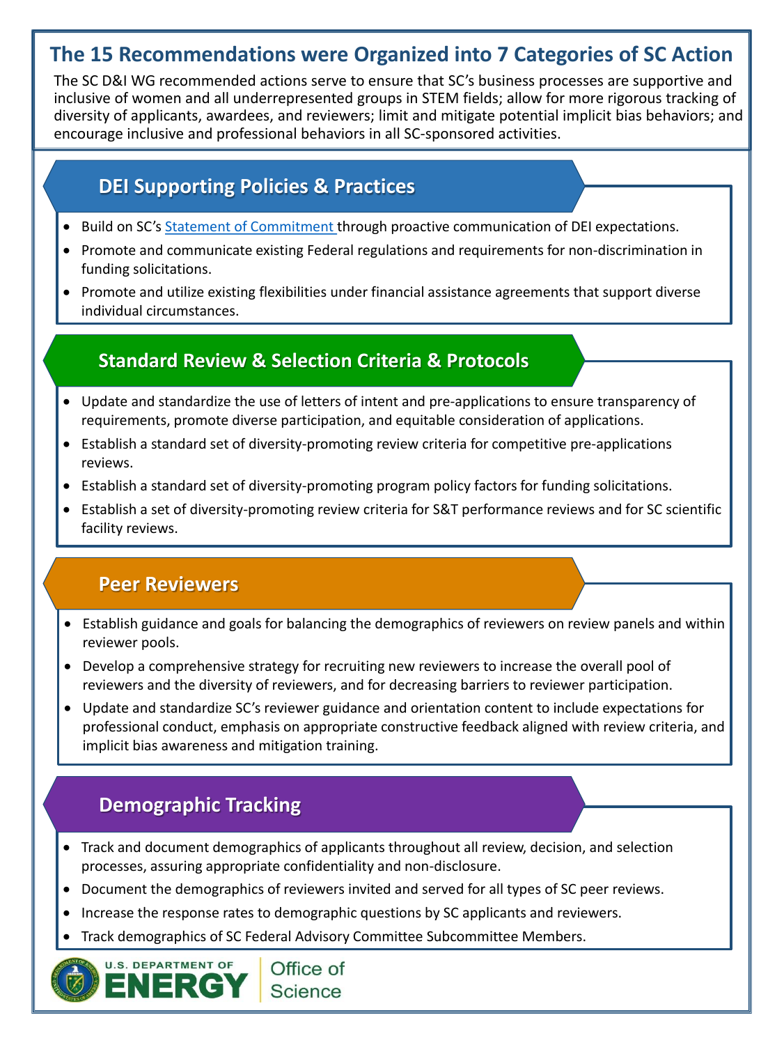## The 15 Recommendations were Organized into 7 Categories of SC Action

The SC D&I WG recommended actions serve to ensure that SC's business processes are supportive and inclusive of women and all underrepresented groups in STEM fields; allow for more rigorous tracking of diversity of applicants, awardees, and reviewers; limit and mitigate potential implicit bias behaviors; and encourage inclusive and professional behaviors in all SC-sponsored activities.

### DEI Supporting Policies & Practices

- Build on SC's Statement of Commitment through proactive communication of DEI expectations.
- Promote and communicate existing Federal regulations and requirements for non-discrimination in funding solicitations.
- Promote and utilize existing flexibilities under financial assistance agreements that support diverse individual circumstances.

### Standard Review & Selection Criteria & Protocols

- Update and standardize the use of letters of intent and pre-applications to ensure transparency of requirements, promote diverse participation, and equitable consideration of applications.
- Establish a standard set of diversity-promoting review criteria for competitive pre-applications reviews.
- Establish a standard set of diversity-promoting program policy factors for funding solicitations.
- Establish a set of diversity-promoting review criteria for S&T performance reviews and for SC scientific facility reviews.

### Peer Reviewers

- Establish guidance and goals for balancing the demographics of reviewers on review panels and within reviewer pools.
- Develop a comprehensive strategy for recruiting new reviewers to increase the overall pool of reviewers and the diversity of reviewers, and for decreasing barriers to reviewer participation.
- Update and standardize SC's reviewer guidance and orientation content to include expectations for professional conduct, emphasis on appropriate constructive feedback aligned with review criteria, and implicit bias awareness and mitigation training.

### Demographic Tracking

- Track and document demographics of applicants throughout all review, decision, and selection processes, assuring appropriate confidentiality and non-disclosure.
- Document the demographics of reviewers invited and served for all types of SC peer reviews.
- Increase the response rates to demographic questions by SC applicants and reviewers.
- Track demographics of SC Federal Advisory Committee Subcommittee Members.

U.S. DEPARTMENT OF ENERGY | Office of Science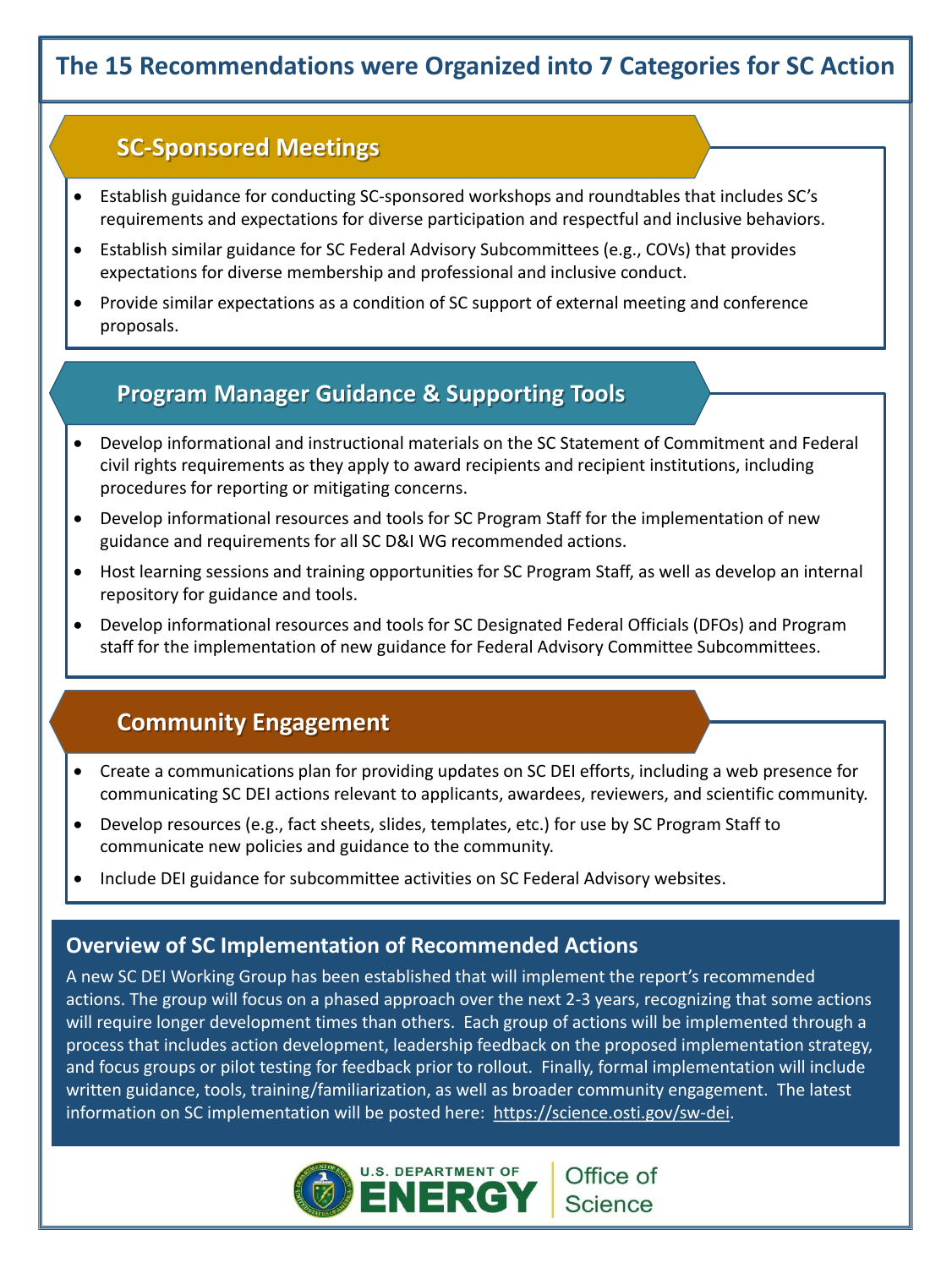# The 15 Recommendations were Organized into 7 Categories for SC Action

## SC-Sponsored Meetings

- Establish guidance for conducting SC-sponsored workshops and roundtables that includes SC's requirements and expectations for diverse participation and respectful and inclusive behaviors.
- Establish similar guidance for SC Federal Advisory Subcommittees (e.g., COVs) that provides expectations for diverse membership and professional and inclusive conduct.
- Provide similar expectations as a condition of SC support of external meeting and conference proposals.

## Program Manager Guidance & Supporting Tools

- Develop informational and instructional materials on the SC Statement of Commitment and Federal civil rights requirements as they apply to award recipients and recipient institutions, including procedures for reporting or mitigating concerns.
- Develop informational resources and tools for SC Program Staff for the implementation of new guidance and requirements for all SC D&I WG recommended actions.
- Host learning sessions and training opportunities for SC Program Staff, as well as develop an internal repository for guidance and tools.
- Develop informational resources and tools for SC Designated Federal Officials (DFOs) and Program staff for the implementation of new guidance for Federal Advisory Committee Subcommittees.

## Community Engagement

- Create a communications plan for providing updates on SC DEI efforts, including a web presence for communicating SC DEI actions relevant to applicants, awardees, reviewers, and scientific community.
- Develop resources (e.g., fact sheets, slides, templates, etc.) for use by SC Program Staff to communicate new policies and guidance to the community.
- Include DEI guidance for subcommittee activities on SC Federal Advisory websites.

### Overview of SC Implementation of Recommended Actions

A new SC DEI Working Group has been established that will implement the report's recommended actions. The group will focus on a phased approach over the next 2-3 years, recognizing that some actions will require longer development times than others. Each group of actions will be implemented through a process that includes action development, leadership feedback on the proposed implementation strategy, and focus groups or pilot testing for feedback prior to rollout. Finally, formal implementation will include written guidance, tools, training/familiarization, as well as broader community engagement. The latest information on SC implementation will be posted here: https://science.osti.gov/sw-dei.

U.S. DEPARTMENT OF ENERGY | Office of Science